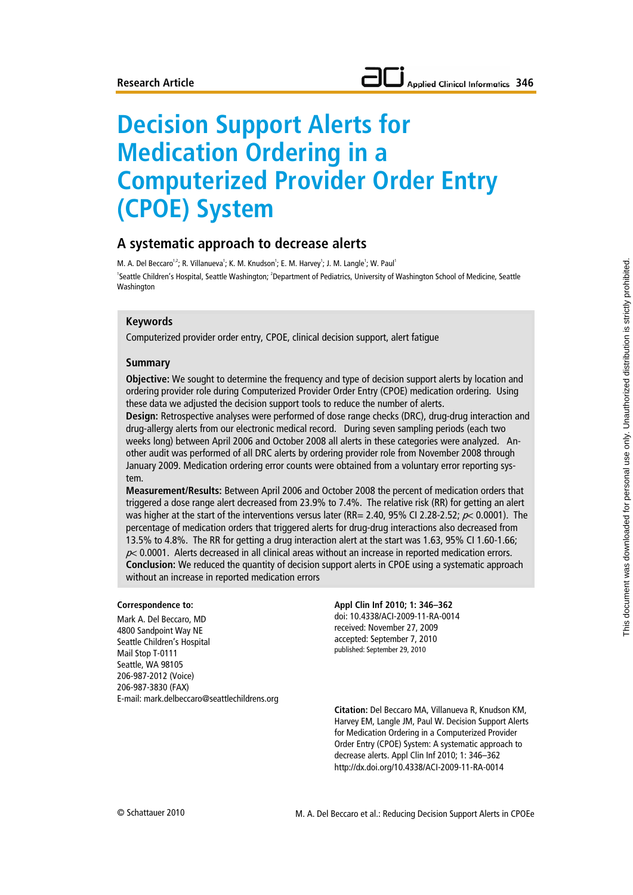Research Article

# Decision Support Alerts for Medication Ordering in a Computerized Provider Order Entry (CPOE) System

## A systematic approach to decrease alerts

M. A. Del Beccaro[1,2]; R. Villanueva[1]; K. M. Knudson[1]; E. M. Harvey[1]; J. M. Langle[1]; W. Paul[1]

[1]Seattle Children's Hospital, Seattle Washington; [2]Department of Pediatrics, University of Washington School of Medicine, Seattle Washington

### Keywords

Computerized provider order entry, CPOE, clinical decision support, alert fatigue

### Summary

**Objective:** We sought to determine the frequency and type of decision support alerts by location and ordering provider role during Computerized Provider Order Entry (CPOE) medication ordering. Using these data we adjusted the decision support tools to reduce the number of alerts.

**Design:** Retrospective analyses were performed of dose range checks (DRC), drug-drug interaction and drug-allergy alerts from our electronic medical record. During seven sampling periods (each two weeks long) between April 2006 and October 2008 all alerts in these categories were analyzed. Another audit was performed of all DRC alerts by ordering provider role from November 2008 through January 2009. Medication ordering error counts were obtained from a voluntary error reporting system.

**Measurement/Results:** Between April 2006 and October 2008 the percent of medication orders that triggered a dose range alert decreased from 23.9% to 7.4%. The relative risk (RR) for getting an alert was higher at the start of the interventions versus later (RR= 2.40, 95% CI 2.28-2.52; $p < 0.0001$). The percentage of medication orders that triggered alerts for drug-drug interactions also decreased from 13.5% to 4.8%. The RR for getting a drug interaction alert at the start was 1.63, 95% CI 1.60-1.66; $p < 0.0001$. Alerts decreased in all clinical areas without an increase in reported medication errors.

**Conclusion:** We reduced the quantity of decision support alerts in CPOE using a systematic approach without an increase in reported medication errors

**Correspondence to:**

Mark A. Del Beccaro, MD
4800 Sandpoint Way NE
Seattle Children's Hospital
Mail Stop T-0111
Seattle, WA 98105
206-987-2012 (Voice)
206-987-3830 (FAX)
E-mail: mark.delbeccaro@seattlechildrens.org

**Appl Clin Inf 2010; 1: 346–362**
doi: 10.4338/ACI-2009-11-RA-0014
received: November 27, 2009
accepted: September 7, 2010
published: September 29, 2010

**Citation:** Del Beccaro MA, Villanueva R, Knudson KM, Harvey EM, Langle JM, Paul W. Decision Support Alerts for Medication Ordering in a Computerized Provider Order Entry (CPOE) System: A systematic approach to decrease alerts. Appl Clin Inf 2010; 1: 346–362
http://dx.doi.org/10.4338/ACI-2009-11-RA-0014

© Schattauer 2010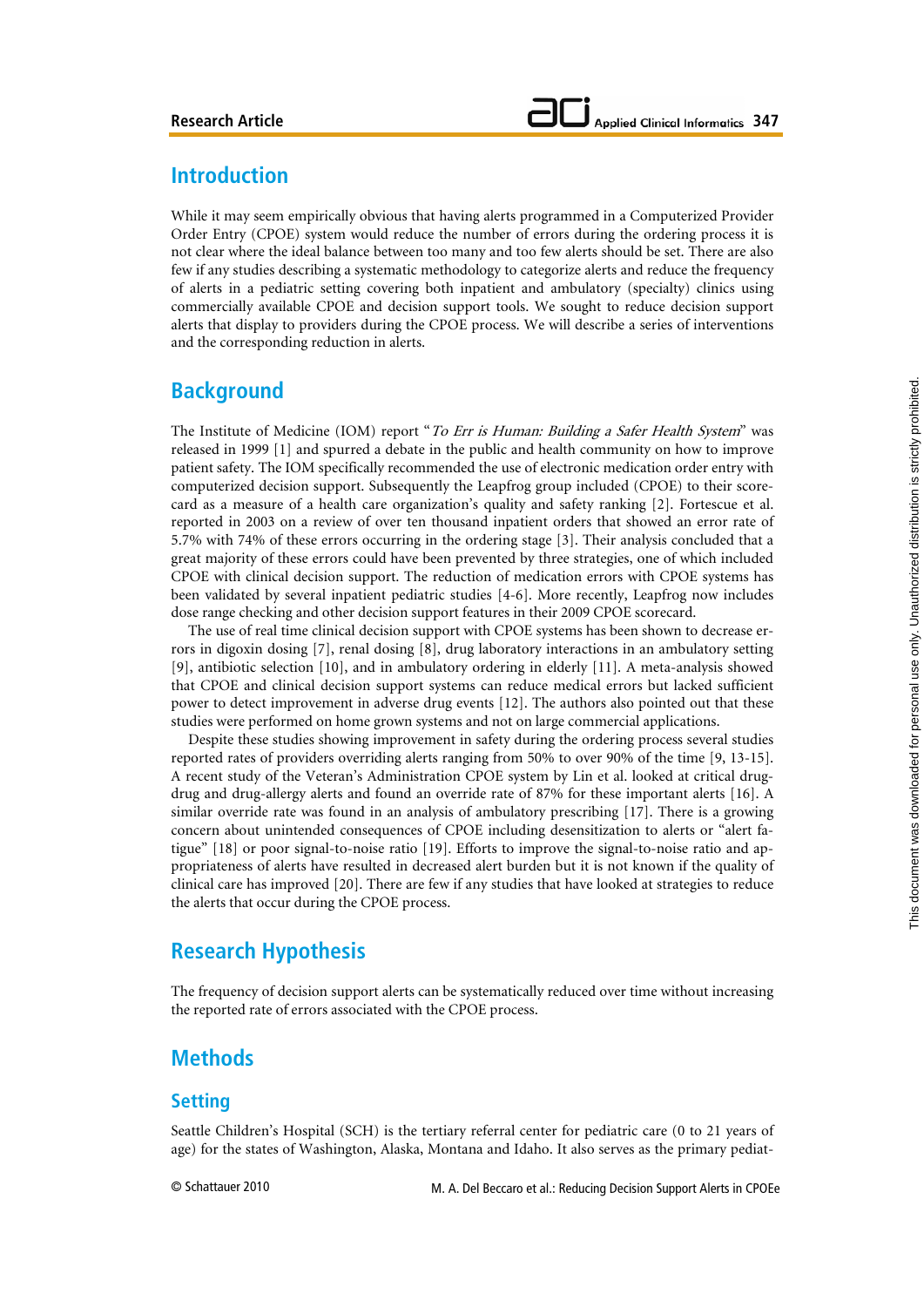## Introduction

While it may seem empirically obvious that having alerts programmed in a Computerized Provider Order Entry (CPOE) system would reduce the number of errors during the ordering process it is not clear where the ideal balance between too many and too few alerts should be set. There are also few if any studies describing a systematic methodology to categorize alerts and reduce the frequency of alerts in a pediatric setting covering both inpatient and ambulatory (specialty) clinics using commercially available CPOE and decision support tools. We sought to reduce decision support alerts that display to providers during the CPOE process. We will describe a series of interventions and the corresponding reduction in alerts.

## Background

The Institute of Medicine (IOM) report "*To Err is Human: Building a Safer Health System*" was released in 1999 [1] and spurred a debate in the public and health community on how to improve patient safety. The IOM specifically recommended the use of electronic medication order entry with computerized decision support. Subsequently the Leapfrog group included (CPOE) to their scorecard as a measure of a health care organization's quality and safety ranking [2]. Fortescue et al. reported in 2003 on a review of over ten thousand inpatient orders that showed an error rate of 5.7% with 74% of these errors occurring in the ordering stage [3]. Their analysis concluded that a great majority of these errors could have been prevented by three strategies, one of which included CPOE with clinical decision support. The reduction of medication errors with CPOE systems has been validated by several inpatient pediatric studies [4-6]. More recently, Leapfrog now includes dose range checking and other decision support features in their 2009 CPOE scorecard.

The use of real time clinical decision support with CPOE systems has been shown to decrease errors in digoxin dosing [7], renal dosing [8], drug laboratory interactions in an ambulatory setting [9], antibiotic selection [10], and in ambulatory ordering in elderly [11]. A meta-analysis showed that CPOE and clinical decision support systems can reduce medical errors but lacked sufficient power to detect improvement in adverse drug events [12]. The authors also pointed out that these studies were performed on home grown systems and not on large commercial applications.

Despite these studies showing improvement in safety during the ordering process several studies reported rates of providers overriding alerts ranging from 50% to over 90% of the time [9, 13-15]. A recent study of the Veteran's Administration CPOE system by Lin et al. looked at critical drug-drug and drug-allergy alerts and found an override rate of 87% for these important alerts [16]. A similar override rate was found in an analysis of ambulatory prescribing [17]. There is a growing concern about unintended consequences of CPOE including desensitization to alerts or "alert fatigue" [18] or poor signal-to-noise ratio [19]. Efforts to improve the signal-to-noise ratio and appropriateness of alerts have resulted in decreased alert burden but it is not known if the quality of clinical care has improved [20]. There are few if any studies that have looked at strategies to reduce the alerts that occur during the CPOE process.

## Research Hypothesis

The frequency of decision support alerts can be systematically reduced over time without increasing the reported rate of errors associated with the CPOE process.

## Methods

### Setting

Seattle Children's Hospital (SCH) is the tertiary referral center for pediatric care (0 to 21 years of age) for the states of Washington, Alaska, Montana and Idaho. It also serves as the primary pediat-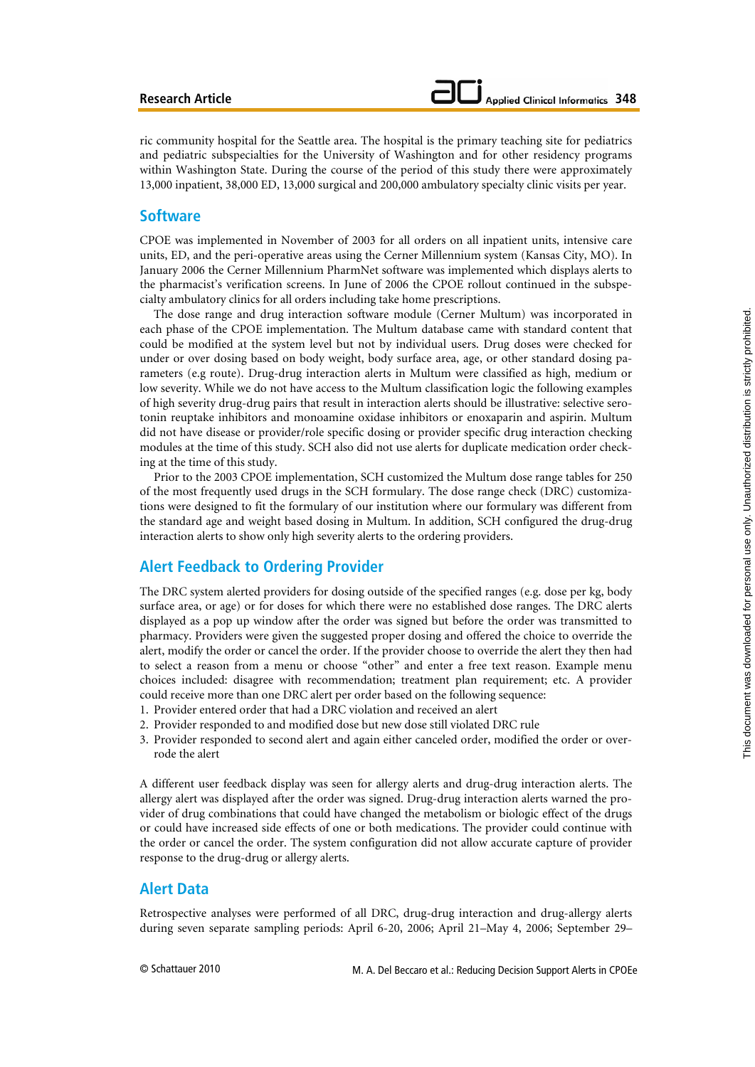ric community hospital for the Seattle area. The hospital is the primary teaching site for pediatrics and pediatric subspecialties for the University of Washington and for other residency programs within Washington State. During the course of the period of this study there were approximately 13,000 inpatient, 38,000 ED, 13,000 surgical and 200,000 ambulatory specialty clinic visits per year.

## Software

CPOE was implemented in November of 2003 for all orders on all inpatient units, intensive care units, ED, and the peri-operative areas using the Cerner Millennium system (Kansas City, MO). In January 2006 the Cerner Millennium PharmNet software was implemented which displays alerts to the pharmacist's verification screens. In June of 2006 the CPOE rollout continued in the subspecialty ambulatory clinics for all orders including take home prescriptions.

The dose range and drug interaction software module (Cerner Multum) was incorporated in each phase of the CPOE implementation. The Multum database came with standard content that could be modified at the system level but not by individual users. Drug doses were checked for under or over dosing based on body weight, body surface area, age, or other standard dosing parameters (e.g route). Drug-drug interaction alerts in Multum were classified as high, medium or low severity. While we do not have access to the Multum classification logic the following examples of high severity drug-drug pairs that result in interaction alerts should be illustrative: selective serotonin reuptake inhibitors and monoamine oxidase inhibitors or enoxaparin and aspirin. Multum did not have disease or provider/role specific dosing or provider specific drug interaction checking modules at the time of this study. SCH also did not use alerts for duplicate medication order checking at the time of this study.

Prior to the 2003 CPOE implementation, SCH customized the Multum dose range tables for 250 of the most frequently used drugs in the SCH formulary. The dose range check (DRC) customizations were designed to fit the formulary of our institution where our formulary was different from the standard age and weight based dosing in Multum. In addition, SCH configured the drug-drug interaction alerts to show only high severity alerts to the ordering providers.

## Alert Feedback to Ordering Provider

The DRC system alerted providers for dosing outside of the specified ranges (e.g. dose per kg, body surface area, or age) or for doses for which there were no established dose ranges. The DRC alerts displayed as a pop up window after the order was signed but before the order was transmitted to pharmacy. Providers were given the suggested proper dosing and offered the choice to override the alert, modify the order or cancel the order. If the provider choose to override the alert they then had to select a reason from a menu or choose "other" and enter a free text reason. Example menu choices included: disagree with recommendation; treatment plan requirement; etc. A provider could receive more than one DRC alert per order based on the following sequence:

1. Provider entered order that had a DRC violation and received an alert
2. Provider responded to and modified dose but new dose still violated DRC rule
3. Provider responded to second alert and again either canceled order, modified the order or overrode the alert

A different user feedback display was seen for allergy alerts and drug-drug interaction alerts. The allergy alert was displayed after the order was signed. Drug-drug interaction alerts warned the provider of drug combinations that could have changed the metabolism or biologic effect of the drugs or could have increased side effects of one or both medications. The provider could continue with the order or cancel the order. The system configuration did not allow accurate capture of provider response to the drug-drug or allergy alerts.

## Alert Data

Retrospective analyses were performed of all DRC, drug-drug interaction and drug-allergy alerts during seven separate sampling periods: April 6-20, 2006; April 21–May 4, 2006; September 29–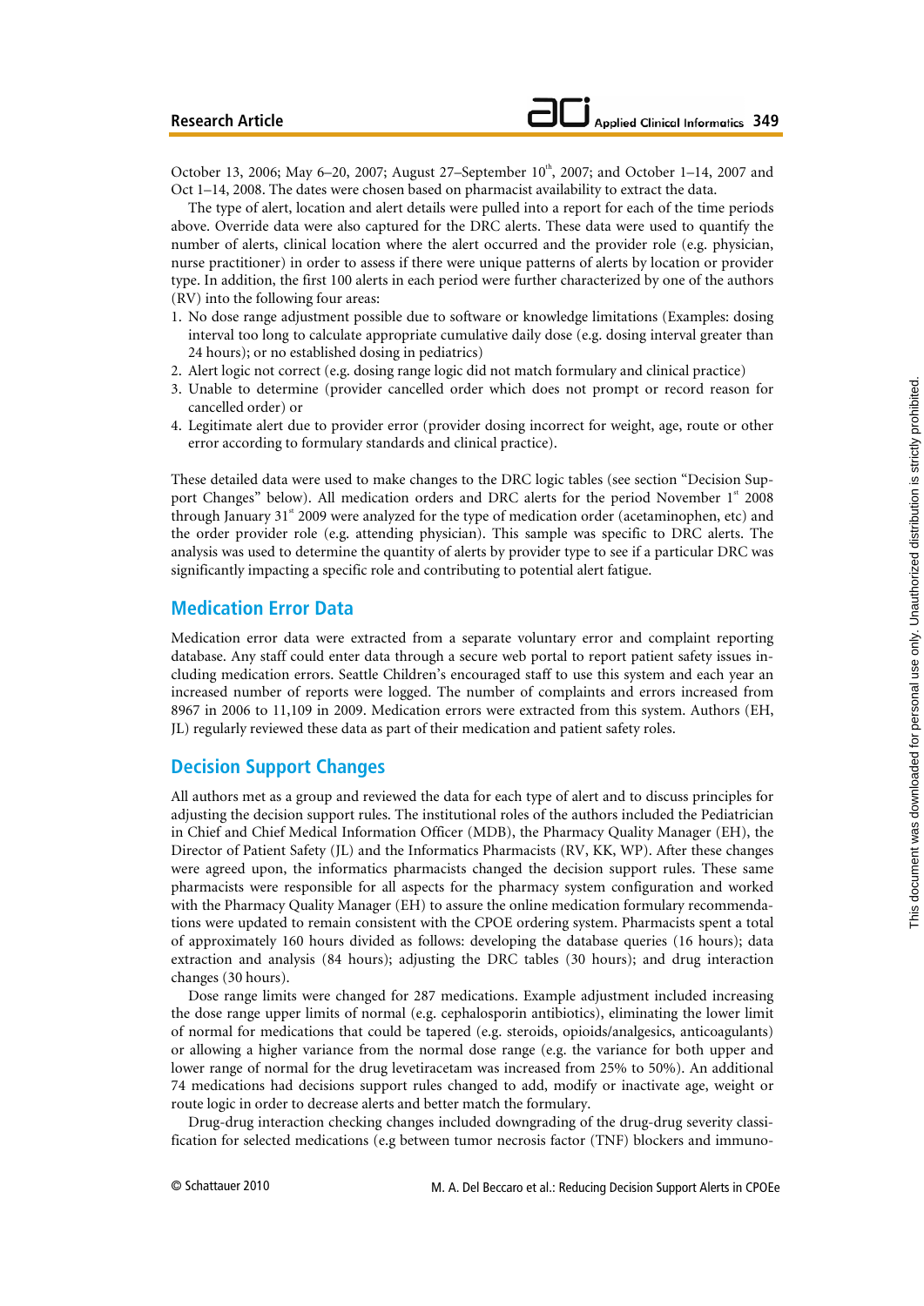October 13, 2006; May 6–20, 2007; August 27–September 10th, 2007; and October 1–14, 2007 and Oct 1–14, 2008. The dates were chosen based on pharmacist availability to extract the data.

The type of alert, location and alert details were pulled into a report for each of the time periods above. Override data were also captured for the DRC alerts. These data were used to quantify the number of alerts, clinical location where the alert occurred and the provider role (e.g. physician, nurse practitioner) in order to assess if there were unique patterns of alerts by location or provider type. In addition, the first 100 alerts in each period were further characterized by one of the authors (RV) into the following four areas:

1. No dose range adjustment possible due to software or knowledge limitations (Examples: dosing interval too long to calculate appropriate cumulative daily dose (e.g. dosing interval greater than 24 hours); or no established dosing in pediatrics)
2. Alert logic not correct (e.g. dosing range logic did not match formulary and clinical practice)
3. Unable to determine (provider cancelled order which does not prompt or record reason for cancelled order) or
4. Legitimate alert due to provider error (provider dosing incorrect for weight, age, route or other error according to formulary standards and clinical practice).

These detailed data were used to make changes to the DRC logic tables (see section "Decision Support Changes" below). All medication orders and DRC alerts for the period November 1st 2008 through January 31st 2009 were analyzed for the type of medication order (acetaminophen, etc) and the order provider role (e.g. attending physician). This sample was specific to DRC alerts. The analysis was used to determine the quantity of alerts by provider type to see if a particular DRC was significantly impacting a specific role and contributing to potential alert fatigue.

## Medication Error Data

Medication error data were extracted from a separate voluntary error and complaint reporting database. Any staff could enter data through a secure web portal to report patient safety issues including medication errors. Seattle Children's encouraged staff to use this system and each year an increased number of reports were logged. The number of complaints and errors increased from 8967 in 2006 to 11,109 in 2009. Medication errors were extracted from this system. Authors (EH, JL) regularly reviewed these data as part of their medication and patient safety roles.

## Decision Support Changes

All authors met as a group and reviewed the data for each type of alert and to discuss principles for adjusting the decision support rules. The institutional roles of the authors included the Pediatrician in Chief and Chief Medical Information Officer (MDB), the Pharmacy Quality Manager (EH), the Director of Patient Safety (JL) and the Informatics Pharmacists (RV, KK, WP). After these changes were agreed upon, the informatics pharmacists changed the decision support rules. These same pharmacists were responsible for all aspects for the pharmacy system configuration and worked with the Pharmacy Quality Manager (EH) to assure the online medication formulary recommendations were updated to remain consistent with the CPOE ordering system. Pharmacists spent a total of approximately 160 hours divided as follows: developing the database queries (16 hours); data extraction and analysis (84 hours); adjusting the DRC tables (30 hours); and drug interaction changes (30 hours).

Dose range limits were changed for 287 medications. Example adjustment included increasing the dose range upper limits of normal (e.g. cephalosporin antibiotics), eliminating the lower limit of normal for medications that could be tapered (e.g. steroids, opioids/analgesics, anticoagulants) or allowing a higher variance from the normal dose range (e.g. the variance for both upper and lower range of normal for the drug levetiracetam was increased from 25% to 50%). An additional 74 medications had decisions support rules changed to add, modify or inactivate age, weight or route logic in order to decrease alerts and better match the formulary.

Drug-drug interaction checking changes included downgrading of the drug-drug severity classification for selected medications (e.g between tumor necrosis factor (TNF) blockers and immuno-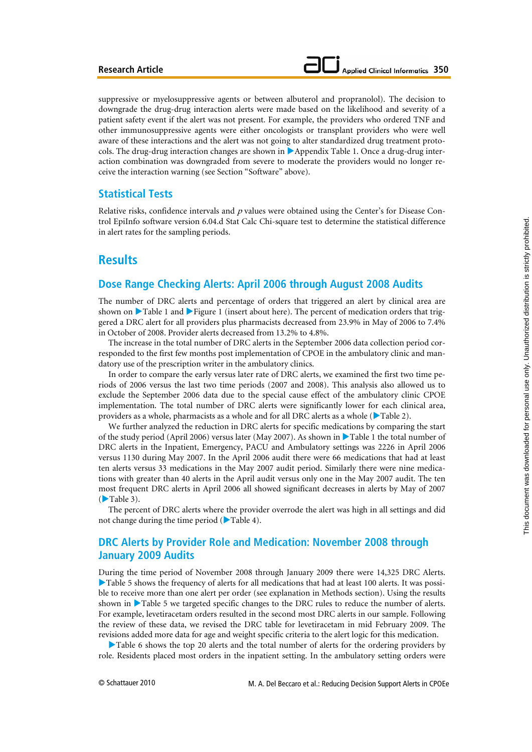suppressive or myelosuppressive agents or between albuterol and propranolol). The decision to downgrade the drug-drug interaction alerts were made based on the likelihood and severity of a patient safety event if the alert was not present. For example, the providers who ordered TNF and other immunosuppressive agents were either oncologists or transplant providers who were well aware of these interactions and the alert was not going to alter standardized drug treatment protocols. The drug-drug interaction changes are shown in ▶Appendix Table 1. Once a drug-drug interaction combination was downgraded from severe to moderate the providers would no longer receive the interaction warning (see Section "Software" above).

## Statistical Tests

Relative risks, confidence intervals and *p* values were obtained using the Center's for Disease Control EpiInfo software version 6.04.d Stat Calc Chi-square test to determine the statistical difference in alert rates for the sampling periods.

# Results

## Dose Range Checking Alerts: April 2006 through August 2008 Audits

The number of DRC alerts and percentage of orders that triggered an alert by clinical area are shown on ▶Table 1 and ▶Figure 1 (insert about here). The percent of medication orders that triggered a DRC alert for all providers plus pharmacists decreased from 23.9% in May of 2006 to 7.4% in October of 2008. Provider alerts decreased from 13.2% to 4.8%.

The increase in the total number of DRC alerts in the September 2006 data collection period corresponded to the first few months post implementation of CPOE in the ambulatory clinic and mandatory use of the prescription writer in the ambulatory clinics.

In order to compare the early versus later rate of DRC alerts, we examined the first two time periods of 2006 versus the last two time periods (2007 and 2008). This analysis also allowed us to exclude the September 2006 data due to the special cause effect of the ambulatory clinic CPOE implementation. The total number of DRC alerts were significantly lower for each clinical area, providers as a whole, pharmacists as a whole and for all DRC alerts as a whole (▶Table 2).

We further analyzed the reduction in DRC alerts for specific medications by comparing the start of the study period (April 2006) versus later (May 2007). As shown in ▶Table 1 the total number of DRC alerts in the Inpatient, Emergency, PACU and Ambulatory settings was 2226 in April 2006 versus 1130 during May 2007. In the April 2006 audit there were 66 medications that had at least ten alerts versus 33 medications in the May 2007 audit period. Similarly there were nine medications with greater than 40 alerts in the April audit versus only one in the May 2007 audit. The ten most frequent DRC alerts in April 2006 all showed significant decreases in alerts by May of 2007 (▶Table 3).

The percent of DRC alerts where the provider overrode the alert was high in all settings and did not change during the time period (▶Table 4).

## DRC Alerts by Provider Role and Medication: November 2008 through January 2009 Audits

During the time period of November 2008 through January 2009 there were 14,325 DRC Alerts. ▶Table 5 shows the frequency of alerts for all medications that had at least 100 alerts. It was possible to receive more than one alert per order (see explanation in Methods section). Using the results shown in ▶Table 5 we targeted specific changes to the DRC rules to reduce the number of alerts. For example, levetiracetam orders resulted in the second most DRC alerts in our sample. Following the review of these data, we revised the DRC table for levetiracetam in mid February 2009. The revisions added more data for age and weight specific criteria to the alert logic for this medication.

▶Table 6 shows the top 20 alerts and the total number of alerts for the ordering providers by role. Residents placed most orders in the inpatient setting. In the ambulatory setting orders were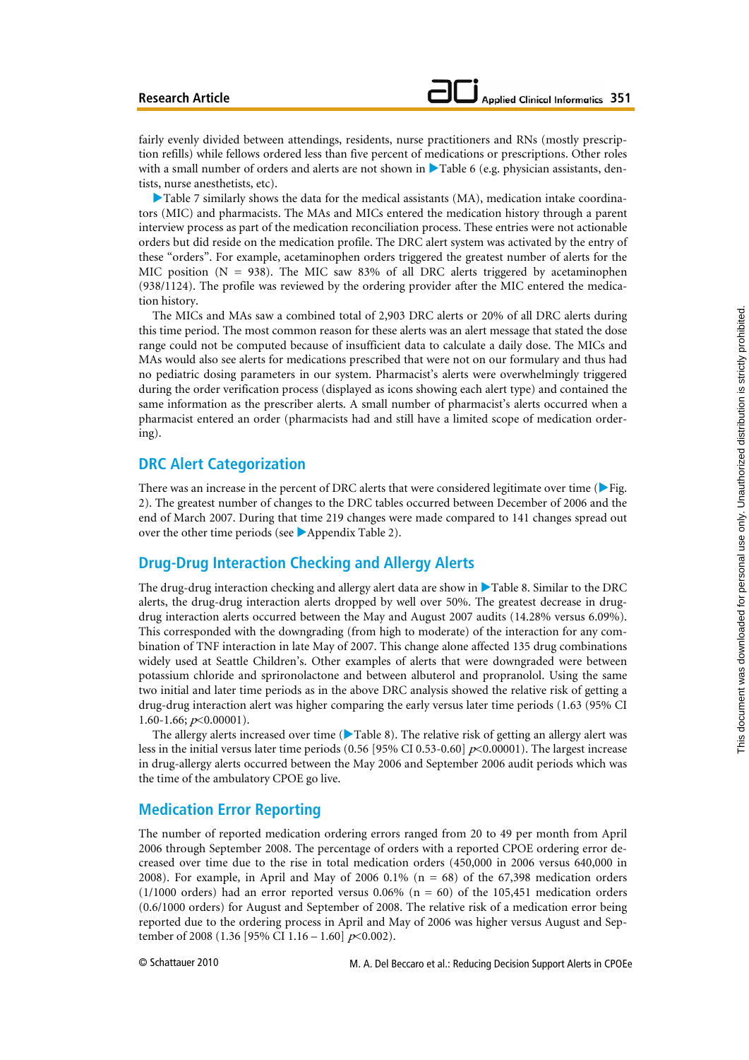fairly evenly divided between attendings, residents, nurse practitioners and RNs (mostly prescription refills) while fellows ordered less than five percent of medications or prescriptions. Other roles with a small number of orders and alerts are not shown in ▶Table 6 (e.g. physician assistants, dentists, nurse anesthetists, etc).

▶Table 7 similarly shows the data for the medical assistants (MA), medication intake coordinators (MIC) and pharmacists. The MAs and MICs entered the medication history through a parent interview process as part of the medication reconciliation process. These entries were not actionable orders but did reside on the medication profile. The DRC alert system was activated by the entry of these "orders". For example, acetaminophen orders triggered the greatest number of alerts for the MIC position (N = 938). The MIC saw 83% of all DRC alerts triggered by acetaminophen (938/1124). The profile was reviewed by the ordering provider after the MIC entered the medication history.

The MICs and MAs saw a combined total of 2,903 DRC alerts or 20% of all DRC alerts during this time period. The most common reason for these alerts was an alert message that stated the dose range could not be computed because of insufficient data to calculate a daily dose. The MICs and MAs would also see alerts for medications prescribed that were not on our formulary and thus had no pediatric dosing parameters in our system. Pharmacist's alerts were overwhelmingly triggered during the order verification process (displayed as icons showing each alert type) and contained the same information as the prescriber alerts. A small number of pharmacist's alerts occurred when a pharmacist entered an order (pharmacists had and still have a limited scope of medication ordering).

## DRC Alert Categorization

There was an increase in the percent of DRC alerts that were considered legitimate over time (▶Fig. 2). The greatest number of changes to the DRC tables occurred between December of 2006 and the end of March 2007. During that time 219 changes were made compared to 141 changes spread out over the other time periods (see ▶Appendix Table 2).

## Drug-Drug Interaction Checking and Allergy Alerts

The drug-drug interaction checking and allergy alert data are show in ▶Table 8. Similar to the DRC alerts, the drug-drug interaction alerts dropped by well over 50%. The greatest decrease in drug-drug interaction alerts occurred between the May and August 2007 audits (14.28% versus 6.09%). This corresponded with the downgrading (from high to moderate) of the interaction for any combination of TNF interaction in late May of 2007. This change alone affected 135 drug combinations widely used at Seattle Children's. Other examples of alerts that were downgraded were between potassium chloride and sprironolactone and between albuterol and propranolol. Using the same two initial and later time periods as in the above DRC analysis showed the relative risk of getting a drug-drug interaction alert was higher comparing the early versus later time periods (1.63 (95% CI 1.60-1.66; $p<0.00001$).

The allergy alerts increased over time (▶Table 8). The relative risk of getting an allergy alert was less in the initial versus later time periods (0.56 [95% CI 0.53-0.60] $p<0.00001$). The largest increase in drug-allergy alerts occurred between the May 2006 and September 2006 audit periods which was the time of the ambulatory CPOE go live.

## Medication Error Reporting

The number of reported medication ordering errors ranged from 20 to 49 per month from April 2006 through September 2008. The percentage of orders with a reported CPOE ordering error decreased over time due to the rise in total medication orders (450,000 in 2006 versus 640,000 in 2008). For example, in April and May of 2006 0.1% (n = 68) of the 67,398 medication orders (1/1000 orders) had an error reported versus 0.06% (n = 60) of the 105,451 medication orders (0.6/1000 orders) for August and September of 2008. The relative risk of a medication error being reported due to the ordering process in April and May of 2006 was higher versus August and September of 2008 (1.36 [95% CI 1.16 – 1.60] $p<0.002$).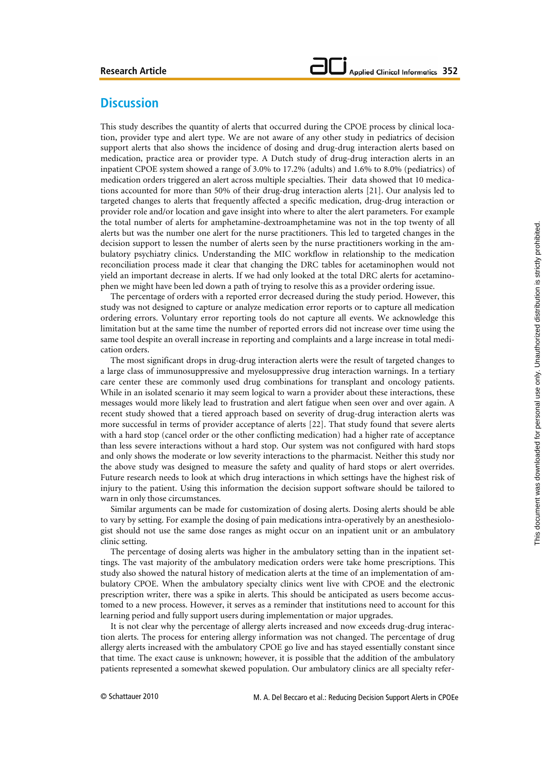## Discussion

This study describes the quantity of alerts that occurred during the CPOE process by clinical location, provider type and alert type. We are not aware of any other study in pediatrics of decision support alerts that also shows the incidence of dosing and drug-drug interaction alerts based on medication, practice area or provider type. A Dutch study of drug-drug interaction alerts in an inpatient CPOE system showed a range of 3.0% to 17.2% (adults) and 1.6% to 8.0% (pediatrics) of medication orders triggered an alert across multiple specialties. Their data showed that 10 medications accounted for more than 50% of their drug-drug interaction alerts [21]. Our analysis led to targeted changes to alerts that frequently affected a specific medication, drug-drug interaction or provider role and/or location and gave insight into where to alter the alert parameters. For example the total number of alerts for amphetamine-dextroamphetamine was not in the top twenty of all alerts but was the number one alert for the nurse practitioners. This led to targeted changes in the decision support to lessen the number of alerts seen by the nurse practitioners working in the ambulatory psychiatry clinics. Understanding the MIC workflow in relationship to the medication reconciliation process made it clear that changing the DRC tables for acetaminophen would not yield an important decrease in alerts. If we had only looked at the total DRC alerts for acetaminophen we might have been led down a path of trying to resolve this as a provider ordering issue.

The percentage of orders with a reported error decreased during the study period. However, this study was not designed to capture or analyze medication error reports or to capture all medication ordering errors. Voluntary error reporting tools do not capture all events. We acknowledge this limitation but at the same time the number of reported errors did not increase over time using the same tool despite an overall increase in reporting and complaints and a large increase in total medication orders.

The most significant drops in drug-drug interaction alerts were the result of targeted changes to a large class of immunosuppressive and myelosuppressive drug interaction warnings. In a tertiary care center these are commonly used drug combinations for transplant and oncology patients. While in an isolated scenario it may seem logical to warn a provider about these interactions, these messages would more likely lead to frustration and alert fatigue when seen over and over again. A recent study showed that a tiered approach based on severity of drug-drug interaction alerts was more successful in terms of provider acceptance of alerts [22]. That study found that severe alerts with a hard stop (cancel order or the other conflicting medication) had a higher rate of acceptance than less severe interactions without a hard stop. Our system was not configured with hard stops and only shows the moderate or low severity interactions to the pharmacist. Neither this study nor the above study was designed to measure the safety and quality of hard stops or alert overrides. Future research needs to look at which drug interactions in which settings have the highest risk of injury to the patient. Using this information the decision support software should be tailored to warn in only those circumstances.

Similar arguments can be made for customization of dosing alerts. Dosing alerts should be able to vary by setting. For example the dosing of pain medications intra-operatively by an anesthesiologist should not use the same dose ranges as might occur on an inpatient unit or an ambulatory clinic setting.

The percentage of dosing alerts was higher in the ambulatory setting than in the inpatient settings. The vast majority of the ambulatory medication orders were take home prescriptions. This study also showed the natural history of medication alerts at the time of an implementation of ambulatory CPOE. When the ambulatory specialty clinics went live with CPOE and the electronic prescription writer, there was a spike in alerts. This should be anticipated as users become accustomed to a new process. However, it serves as a reminder that institutions need to account for this learning period and fully support users during implementation or major upgrades.

It is not clear why the percentage of allergy alerts increased and now exceeds drug-drug interaction alerts. The process for entering allergy information was not changed. The percentage of drug allergy alerts increased with the ambulatory CPOE go live and has stayed essentially constant since that time. The exact cause is unknown; however, it is possible that the addition of the ambulatory patients represented a somewhat skewed population. Our ambulatory clinics are all specialty refer-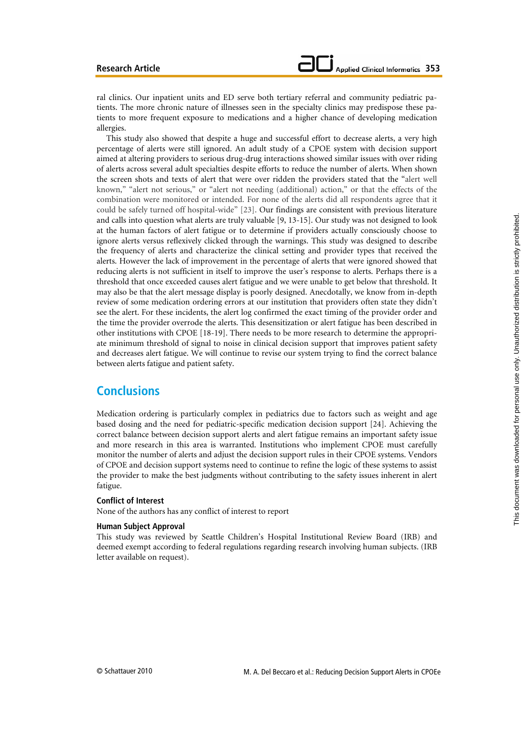ral clinics. Our inpatient units and ED serve both tertiary referral and community pediatric patients. The more chronic nature of illnesses seen in the specialty clinics may predispose these patients to more frequent exposure to medications and a higher chance of developing medication allergies.

This study also showed that despite a huge and successful effort to decrease alerts, a very high percentage of alerts were still ignored. An adult study of a CPOE system with decision support aimed at altering providers to serious drug-drug interactions showed similar issues with over riding of alerts across several adult specialties despite efforts to reduce the number of alerts. When shown the screen shots and texts of alert that were over ridden the providers stated that the "alert well known," "alert not serious," or "alert not needing (additional) action," or that the effects of the combination were monitored or intended. For none of the alerts did all respondents agree that it could be safely turned off hospital-wide" [23]. Our findings are consistent with previous literature and calls into question what alerts are truly valuable [9, 13-15]. Our study was not designed to look at the human factors of alert fatigue or to determine if providers actually consciously choose to ignore alerts versus reflexively clicked through the warnings. This study was designed to describe the frequency of alerts and characterize the clinical setting and provider types that received the alerts. However the lack of improvement in the percentage of alerts that were ignored showed that reducing alerts is not sufficient in itself to improve the user's response to alerts. Perhaps there is a threshold that once exceeded causes alert fatigue and we were unable to get below that threshold. It may also be that the alert message display is poorly designed. Anecdotally, we know from in-depth review of some medication ordering errors at our institution that providers often state they didn't see the alert. For these incidents, the alert log confirmed the exact timing of the provider order and the time the provider overrode the alerts. This desensitization or alert fatigue has been described in other institutions with CPOE [18-19]. There needs to be more research to determine the appropriate minimum threshold of signal to noise in clinical decision support that improves patient safety and decreases alert fatigue. We will continue to revise our system trying to find the correct balance between alerts fatigue and patient safety.

## Conclusions

Medication ordering is particularly complex in pediatrics due to factors such as weight and age based dosing and the need for pediatric-specific medication decision support [24]. Achieving the correct balance between decision support alerts and alert fatigue remains an important safety issue and more research in this area is warranted. Institutions who implement CPOE must carefully monitor the number of alerts and adjust the decision support rules in their CPOE systems. Vendors of CPOE and decision support systems need to continue to refine the logic of these systems to assist the provider to make the best judgments without contributing to the safety issues inherent in alert fatigue.

### Conflict of Interest

None of the authors has any conflict of interest to report

### Human Subject Approval

This study was reviewed by Seattle Children's Hospital Institutional Review Board (IRB) and deemed exempt according to federal regulations regarding research involving human subjects. (IRB letter available on request).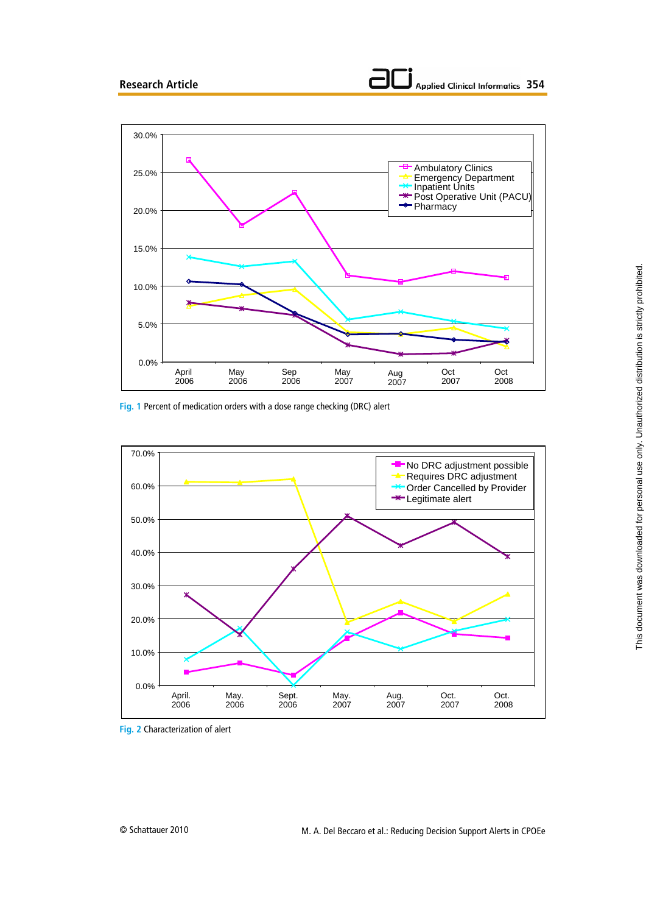Fig. 1 Percent of medication orders with a dose range checking (DRC) alert

Fig. 2 Characterization of alert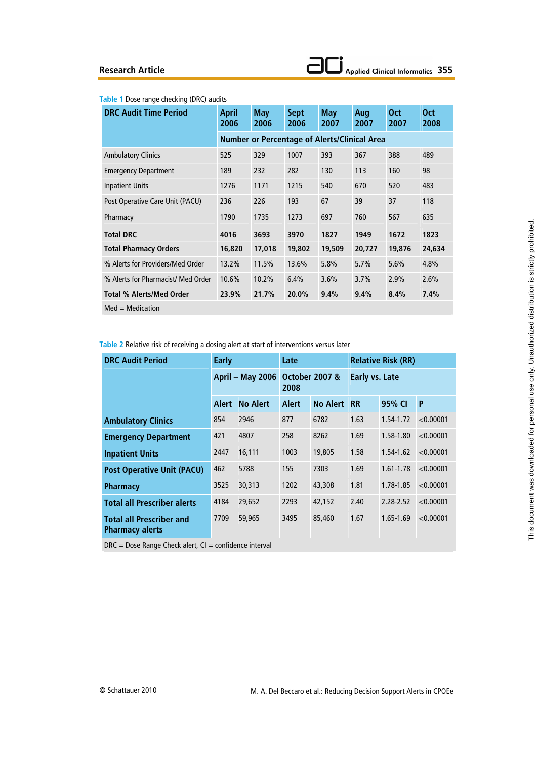Table 1 Dose range checking (DRC) audits

| DRC Audit Time Period | April 2006 | May 2006 | Sept 2006 | May 2007 | Aug 2007 | Oct 2007 | Oct 2008 |
|---|---|---|---|---|---|---|---|
| | Number or Percentage of Alerts/Clinical Area | | | | | | |
| Ambulatory Clinics | 525 | 329 | 1007 | 393 | 367 | 388 | 489 |
| Emergency Department | 189 | 232 | 282 | 130 | 113 | 160 | 98 |
| Inpatient Units | 1276 | 1171 | 1215 | 540 | 670 | 520 | 483 |
| Post Operative Care Unit (PACU) | 236 | 226 | 193 | 67 | 39 | 37 | 118 |
| Pharmacy | 1790 | 1735 | 1273 | 697 | 760 | 567 | 635 |
| **Total DRC** | **4016** | **3693** | **3970** | **1827** | **1949** | **1672** | **1823** |
| **Total Pharmacy Orders** | **16,820** | **17,018** | **19,802** | **19,509** | **20,727** | **19,876** | **24,634** |
| % Alerts for Providers/Med Order | 13.2% | 11.5% | 13.6% | 5.8% | 5.7% | 5.6% | 4.8% |
| % Alerts for Pharmacist/ Med Order | 10.6% | 10.2% | 6.4% | 3.6% | 3.7% | 2.9% | 2.6% |
| **Total % Alerts/Med Order** | **23.9%** | **21.7%** | **20.0%** | **9.4%** | **9.4%** | **8.4%** | **7.4%** |

Med = Medication

Table 2 Relative risk of receiving a dosing alert at start of interventions versus later

| DRC Audit Period | Early | | Late | | Relative Risk (RR) | | |
|---|---|---|---|---|---|---|---|
| | April – May 2006 | | October 2007 & 2008 | | Early vs. Late | | |
| | Alert | No Alert | Alert | No Alert | RR | 95% CI | P |
| **Ambulatory Clinics** | 854 | 2946 | 877 | 6782 | 1.63 | 1.54-1.72 | <0.00001 |
| **Emergency Department** | 421 | 4807 | 258 | 8262 | 1.69 | 1.58-1.80 | <0.00001 |
| **Inpatient Units** | 2447 | 16,111 | 1003 | 19,805 | 1.58 | 1.54-1.62 | <0.00001 |
| **Post Operative Unit (PACU)** | 462 | 5788 | 155 | 7303 | 1.69 | 1.61-1.78 | <0.00001 |
| **Pharmacy** | 3525 | 30,313 | 1202 | 43,308 | 1.81 | 1.78-1.85 | <0.00001 |
| **Total all Prescriber alerts** | 4184 | 29,652 | 2293 | 42,152 | 2.40 | 2.28-2.52 | <0.00001 |
| **Total all Prescriber and Pharmacy alerts** | 7709 | 59,965 | 3495 | 85,460 | 1.67 | 1.65-1.69 | <0.00001 |

DRC = Dose Range Check alert, CI = confidence interval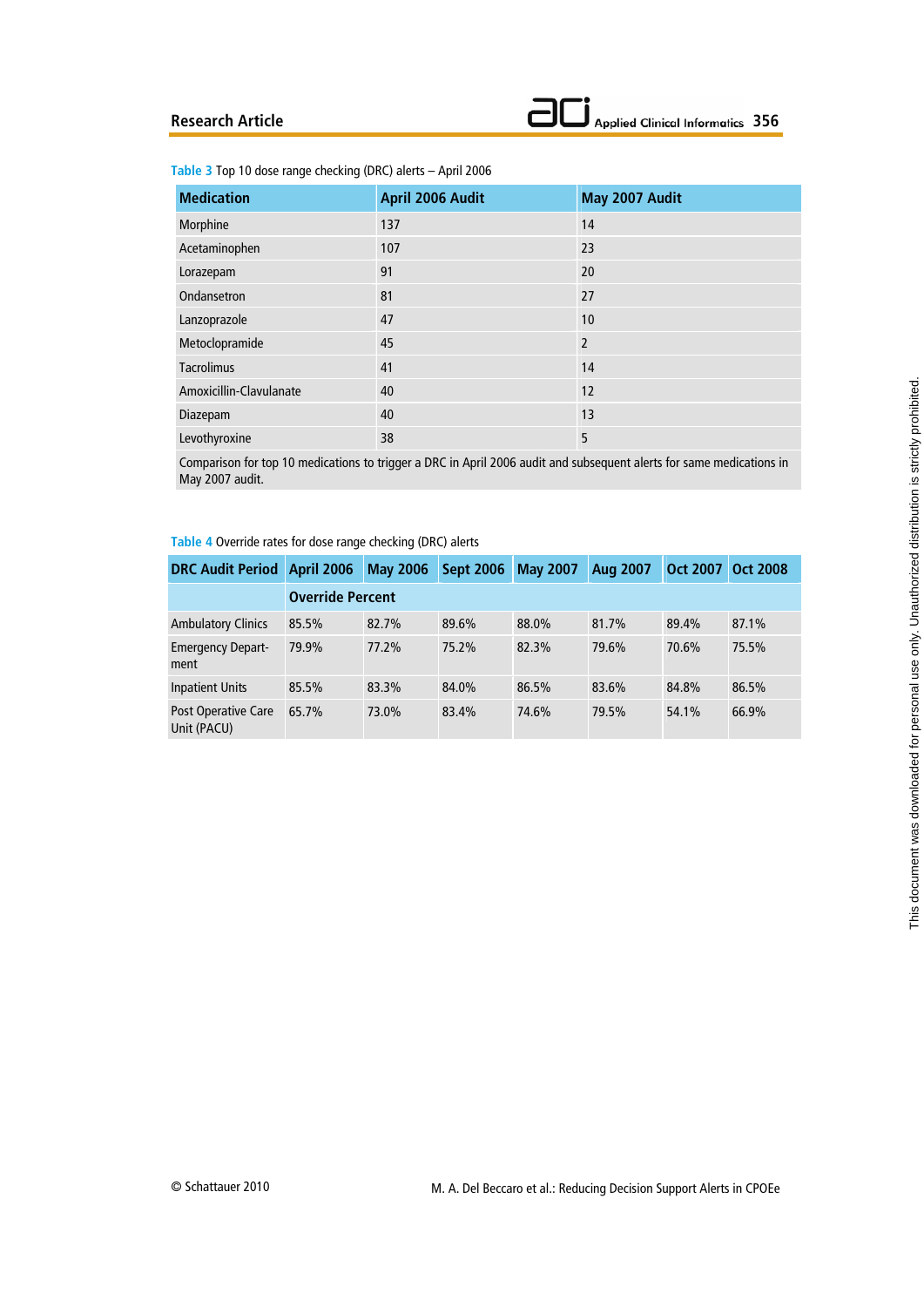Table 3 Top 10 dose range checking (DRC) alerts – April 2006

| Medication | April 2006 Audit | May 2007 Audit |
|---|---|---|
| Morphine | 137 | 14 |
| Acetaminophen | 107 | 23 |
| Lorazepam | 91 | 20 |
| Ondansetron | 81 | 27 |
| Lanzoprazole | 47 | 10 |
| Metoclopramide | 45 | 2 |
| Tacrolimus | 41 | 14 |
| Amoxicillin-Clavulanate | 40 | 12 |
| Diazepam | 40 | 13 |
| Levothyroxine | 38 | 5 |
| Comparison for top 10 medications to trigger a DRC in April 2006 audit and subsequent alerts for same medications in May 2007 audit. | | |

Table 4 Override rates for dose range checking (DRC) alerts

| DRC Audit Period | April 2006 | May 2006 | Sept 2006 | May 2007 | Aug 2007 | Oct 2007 | Oct 2008 |
|---|---|---|---|---|---|---|---|
| | Override Percent | | | | | | |
| Ambulatory Clinics | 85.5% | 82.7% | 89.6% | 88.0% | 81.7% | 89.4% | 87.1% |
| Emergency Department | 79.9% | 77.2% | 75.2% | 82.3% | 79.6% | 70.6% | 75.5% |
| Inpatient Units | 85.5% | 83.3% | 84.0% | 86.5% | 83.6% | 84.8% | 86.5% |
| Post Operative Care Unit (PACU) | 65.7% | 73.0% | 83.4% | 74.6% | 79.5% | 54.1% | 66.9% |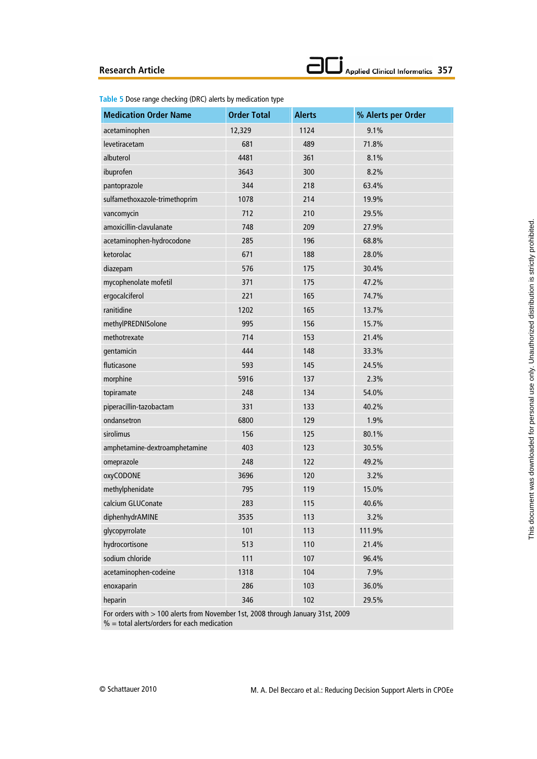**Table 5** Dose range checking (DRC) alerts by medication type

| Medication Order Name | Order Total | Alerts | % Alerts per Order |
|---|---|---|---|
| acetaminophen | 12,329 | 1124 | 9.1% |
| levetiracetam | 681 | 489 | 71.8% |
| albuterol | 4481 | 361 | 8.1% |
| ibuprofen | 3643 | 300 | 8.2% |
| pantoprazole | 344 | 218 | 63.4% |
| sulfamethoxazole-trimethoprim | 1078 | 214 | 19.9% |
| vancomycin | 712 | 210 | 29.5% |
| amoxicillin-clavulanate | 748 | 209 | 27.9% |
| acetaminophen-hydrocodone | 285 | 196 | 68.8% |
| ketorolac | 671 | 188 | 28.0% |
| diazepam | 576 | 175 | 30.4% |
| mycophenolate mofetil | 371 | 175 | 47.2% |
| ergocalciferol | 221 | 165 | 74.7% |
| ranitidine | 1202 | 165 | 13.7% |
| methylPREDNISolone | 995 | 156 | 15.7% |
| methotrexate | 714 | 153 | 21.4% |
| gentamicin | 444 | 148 | 33.3% |
| fluticasone | 593 | 145 | 24.5% |
| morphine | 5916 | 137 | 2.3% |
| topiramate | 248 | 134 | 54.0% |
| piperacillin-tazobactam | 331 | 133 | 40.2% |
| ondansetron | 6800 | 129 | 1.9% |
| sirolimus | 156 | 125 | 80.1% |
| amphetamine-dextroamphetamine | 403 | 123 | 30.5% |
| omeprazole | 248 | 122 | 49.2% |
| oxyCODONE | 3696 | 120 | 3.2% |
| methylphenidate | 795 | 119 | 15.0% |
| calcium GLUConate | 283 | 115 | 40.6% |
| diphenhydrAMINE | 3535 | 113 | 3.2% |
| glycopyrrolate | 101 | 113 | 111.9% |
| hydrocortisone | 513 | 110 | 21.4% |
| sodium chloride | 111 | 107 | 96.4% |
| acetaminophen-codeine | 1318 | 104 | 7.9% |
| enoxaparin | 286 | 103 | 36.0% |
| heparin | 346 | 102 | 29.5% |

For orders with > 100 alerts from November 1st, 2008 through January 31st, 2009
% = total alerts/orders for each medication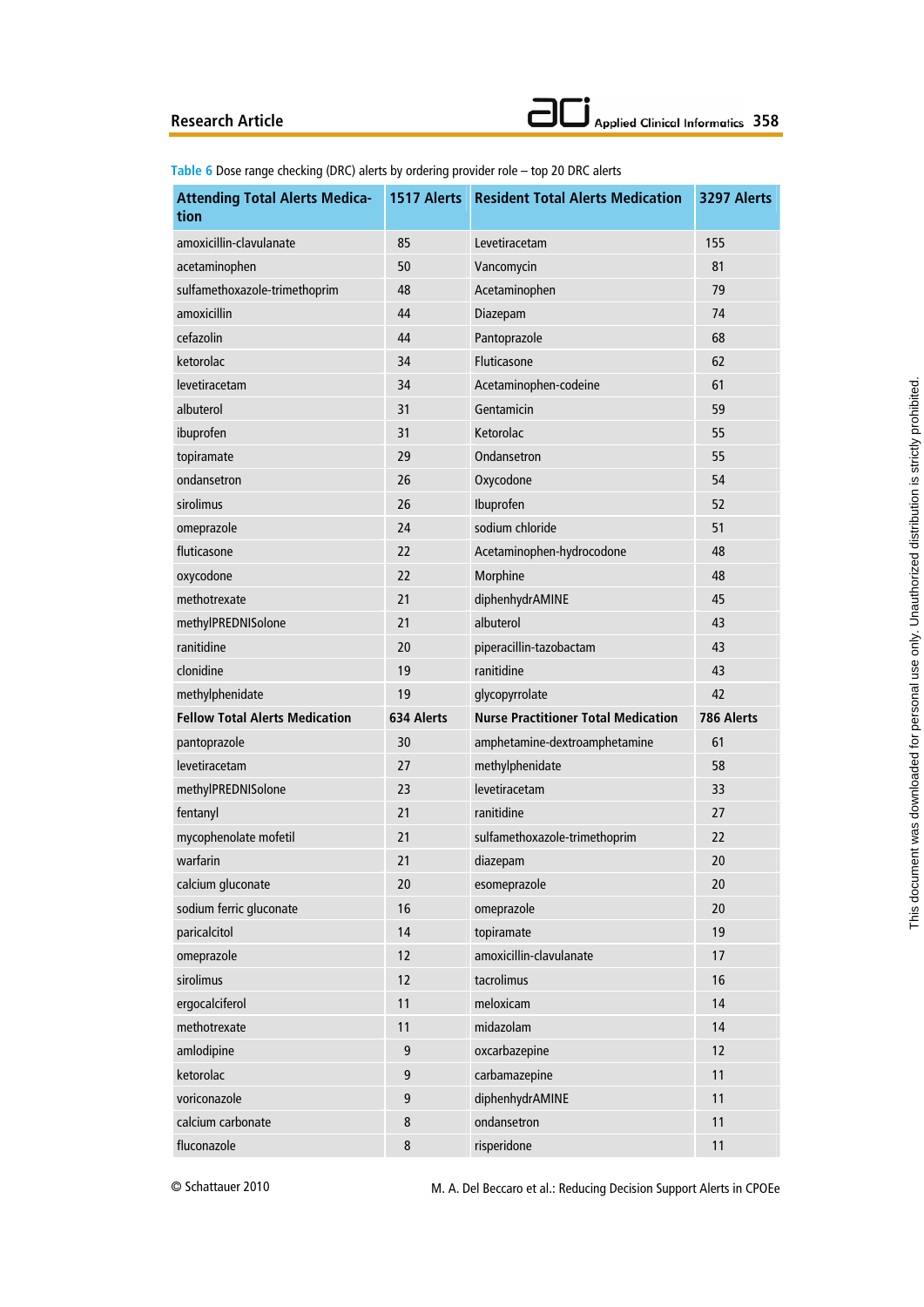Table 6 Dose range checking (DRC) alerts by ordering provider role – top 20 DRC alerts

| Attending Total Alerts Medication | 1517 Alerts | Resident Total Alerts Medication | 3297 Alerts |
|---|---|---|---|
| amoxicillin-clavulanate | 85 | Levetiracetam | 155 |
| acetaminophen | 50 | Vancomycin | 81 |
| sulfamethoxazole-trimethoprim | 48 | Acetaminophen | 79 |
| amoxicillin | 44 | Diazepam | 74 |
| cefazolin | 44 | Pantoprazole | 68 |
| ketorolac | 34 | Fluticasone | 62 |
| levetiracetam | 34 | Acetaminophen-codeine | 61 |
| albuterol | 31 | Gentamicin | 59 |
| ibuprofen | 31 | Ketorolac | 55 |
| topiramate | 29 | Ondansetron | 55 |
| ondansetron | 26 | Oxycodone | 54 |
| sirolimus | 26 | Ibuprofen | 52 |
| omeprazole | 24 | sodium chloride | 51 |
| fluticasone | 22 | Acetaminophen-hydrocodone | 48 |
| oxycodone | 22 | Morphine | 48 |
| methotrexate | 21 | diphenhydrAMINE | 45 |
| methylPREDNISolone | 21 | albuterol | 43 |
| ranitidine | 20 | piperacillin-tazobactam | 43 |
| clonidine | 19 | ranitidine | 43 |
| methylphenidate | 19 | glycopyrrolate | 42 |
| **Fellow Total Alerts Medication** | **634 Alerts** | **Nurse Practitioner Total Medication** | **786 Alerts** |
| pantoprazole | 30 | amphetamine-dextroamphetamine | 61 |
| levetiracetam | 27 | methylphenidate | 58 |
| methylPREDNISolone | 23 | levetiracetam | 33 |
| fentanyl | 21 | ranitidine | 27 |
| mycophenolate mofetil | 21 | sulfamethoxazole-trimethoprim | 22 |
| warfarin | 21 | diazepam | 20 |
| calcium gluconate | 20 | esomeprazole | 20 |
| sodium ferric gluconate | 16 | omeprazole | 20 |
| paricalcitol | 14 | topiramate | 19 |
| omeprazole | 12 | amoxicillin-clavulanate | 17 |
| sirolimus | 12 | tacrolimus | 16 |
| ergocalciferol | 11 | meloxicam | 14 |
| methotrexate | 11 | midazolam | 14 |
| amlodipine | 9 | oxcarbazepine | 12 |
| ketorolac | 9 | carbamazepine | 11 |
| voriconazole | 9 | diphenhydrAMINE | 11 |
| calcium carbonate | 8 | ondansetron | 11 |
| fluconazole | 8 | risperidone | 11 |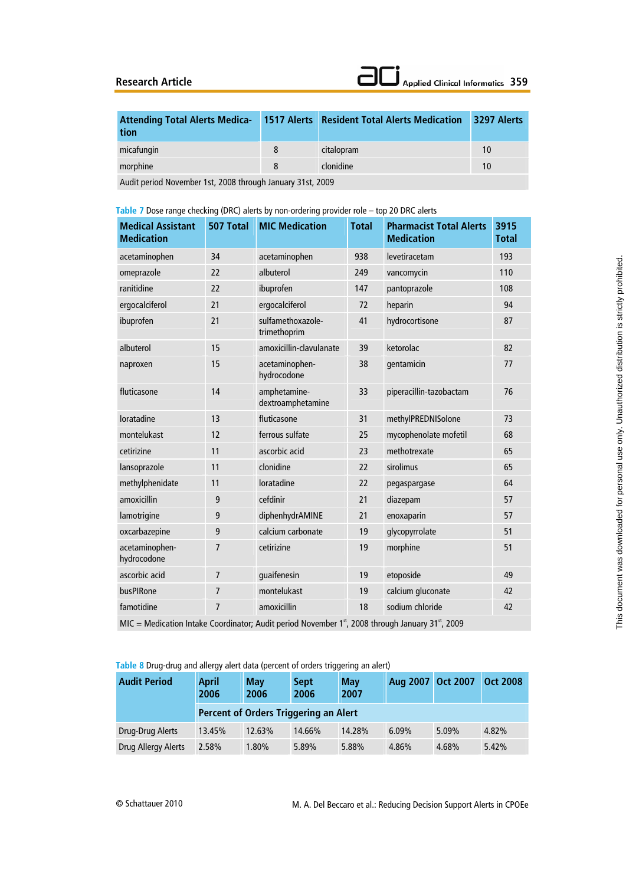| Attending Total Alerts Medication | 1517 Alerts | Resident Total Alerts Medication | 3297 Alerts |
|---|---|---|---|
| micafungin | 8 | citalopram | 10 |
| morphine | 8 | clonidine | 10 |
| Audit period November 1st, 2008 through January 31st, 2009 | | | |

Table 7 Dose range checking (DRC) alerts by non-ordering provider role – top 20 DRC alerts

| Medical Assistant Medication | 507 Total | MIC Medication | Total | Pharmacist Total Alerts Medication | 3915 Total |
|---|---|---|---|---|---|
| acetaminophen | 34 | acetaminophen | 938 | levetiracetam | 193 |
| omeprazole | 22 | albuterol | 249 | vancomycin | 110 |
| ranitidine | 22 | ibuprofen | 147 | pantoprazole | 108 |
| ergocalciferol | 21 | ergocalciferol | 72 | heparin | 94 |
| ibuprofen | 21 | sulfamethoxazole-trimethoprim | 41 | hydrocortisone | 87 |
| albuterol | 15 | amoxicillin-clavulanate | 39 | ketorolac | 82 |
| naproxen | 15 | acetaminophen-hydrocodone | 38 | gentamicin | 77 |
| fluticasone | 14 | amphetamine-dextroamphetamine | 33 | piperacillin-tazobactam | 76 |
| loratadine | 13 | fluticasone | 31 | methylPREDNISolone | 73 |
| montelukast | 12 | ferrous sulfate | 25 | mycophenolate mofetil | 68 |
| cetirizine | 11 | ascorbic acid | 23 | methotrexate | 65 |
| lansoprazole | 11 | clonidine | 22 | sirolimus | 65 |
| methylphenidate | 11 | loratadine | 22 | pegaspargase | 64 |
| amoxicillin | 9 | cefdinir | 21 | diazepam | 57 |
| lamotrigine | 9 | diphenhydrAMINE | 21 | enoxaparin | 57 |
| oxcarbazepine | 9 | calcium carbonate | 19 | glycopyrrolate | 51 |
| acetaminophen-hydrocodone | 7 | cetirizine | 19 | morphine | 51 |
| ascorbic acid | 7 | guaifenesin | 19 | etoposide | 49 |
| busPIRone | 7 | montelukast | 19 | calcium gluconate | 42 |
| famotidine | 7 | amoxicillin | 18 | sodium chloride | 42 |
| MIC = Medication Intake Coordinator; Audit period November 1st, 2008 through January 31st, 2009 | | | | | |

Table 8 Drug-drug and allergy alert data (percent of orders triggering an alert)

| Audit Period | April 2006 | May 2006 | Sept 2006 | May 2007 | Aug 2007 | Oct 2007 | Oct 2008 |
|---|---|---|---|---|---|---|---|
| | Percent of Orders Triggering an Alert | | | | | | |
| Drug-Drug Alerts | 13.45% | 12.63% | 14.66% | 14.28% | 6.09% | 5.09% | 4.82% |
| Drug Allergy Alerts | 2.58% | 1.80% | 5.89% | 5.88% | 4.86% | 4.68% | 5.42% |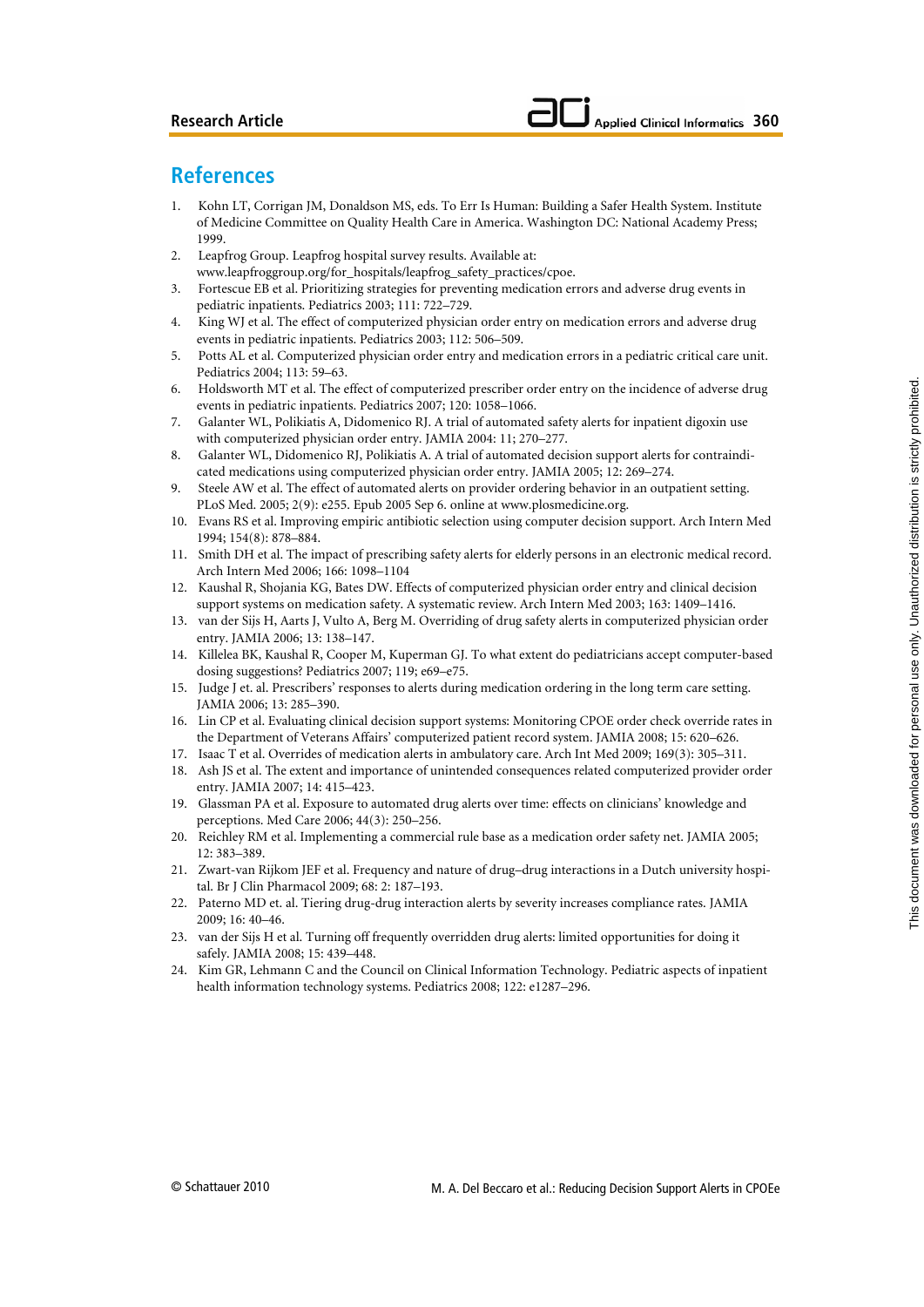## References

1. Kohn LT, Corrigan JM, Donaldson MS, eds. To Err Is Human: Building a Safer Health System. Institute of Medicine Committee on Quality Health Care in America. Washington DC: National Academy Press; 1999.
2. Leapfrog Group. Leapfrog hospital survey results. Available at: www.leapfroggroup.org/for_hospitals/leapfrog_safety_practices/cpoe.
3. Fortescue EB et al. Prioritizing strategies for preventing medication errors and adverse drug events in pediatric inpatients. Pediatrics 2003; 111: 722–729.
4. King WJ et al. The effect of computerized physician order entry on medication errors and adverse drug events in pediatric inpatients. Pediatrics 2003; 112: 506–509.
5. Potts AL et al. Computerized physician order entry and medication errors in a pediatric critical care unit. Pediatrics 2004; 113: 59–63.
6. Holdsworth MT et al. The effect of computerized prescriber order entry on the incidence of adverse drug events in pediatric inpatients. Pediatrics 2007; 120: 1058–1066.
7. Galanter WL, Polikiatis A, Didomenico RJ. A trial of automated safety alerts for inpatient digoxin use with computerized physician order entry. JAMIA 2004: 11; 270–277.
8. Galanter WL, Didomenico RJ, Polikiatis A. A trial of automated decision support alerts for contraindicated medications using computerized physician order entry. JAMIA 2005; 12: 269–274.
9. Steele AW et al. The effect of automated alerts on provider ordering behavior in an outpatient setting. PLoS Med. 2005; 2(9): e255. Epub 2005 Sep 6. online at www.plosmedicine.org.
10. Evans RS et al. Improving empiric antibiotic selection using computer decision support. Arch Intern Med 1994; 154(8): 878–884.
11. Smith DH et al. The impact of prescribing safety alerts for elderly persons in an electronic medical record. Arch Intern Med 2006; 166: 1098–1104
12. Kaushal R, Shojania KG, Bates DW. Effects of computerized physician order entry and clinical decision support systems on medication safety. A systematic review. Arch Intern Med 2003; 163: 1409–1416.
13. van der Sijs H, Aarts J, Vulto A, Berg M. Overriding of drug safety alerts in computerized physician order entry. JAMIA 2006; 13: 138–147.
14. Killelea BK, Kaushal R, Cooper M, Kuperman GJ. To what extent do pediatricians accept computer-based dosing suggestions? Pediatrics 2007; 119; e69–e75.
15. Judge J et. al. Prescribers' responses to alerts during medication ordering in the long term care setting. JAMIA 2006; 13: 285–390.
16. Lin CP et al. Evaluating clinical decision support systems: Monitoring CPOE order check override rates in the Department of Veterans Affairs' computerized patient record system. JAMIA 2008; 15: 620–626.
17. Isaac T et al. Overrides of medication alerts in ambulatory care. Arch Int Med 2009; 169(3): 305–311.
18. Ash JS et al. The extent and importance of unintended consequences related computerized provider order entry. JAMIA 2007; 14: 415–423.
19. Glassman PA et al. Exposure to automated drug alerts over time: effects on clinicians' knowledge and perceptions. Med Care 2006; 44(3): 250–256.
20. Reichley RM et al. Implementing a commercial rule base as a medication order safety net. JAMIA 2005; 12: 383–389.
21. Zwart-van Rijkom JEF et al. Frequency and nature of drug–drug interactions in a Dutch university hospital. Br J Clin Pharmacol 2009; 68: 2: 187–193.
22. Paterno MD et. al. Tiering drug-drug interaction alerts by severity increases compliance rates. JAMIA 2009; 16: 40–46.
23. van der Sijs H et al. Turning off frequently overridden drug alerts: limited opportunities for doing it safely. JAMIA 2008; 15: 439–448.
24. Kim GR, Lehmann C and the Council on Clinical Information Technology. Pediatric aspects of inpatient health information technology systems. Pediatrics 2008; 122: e1287–296.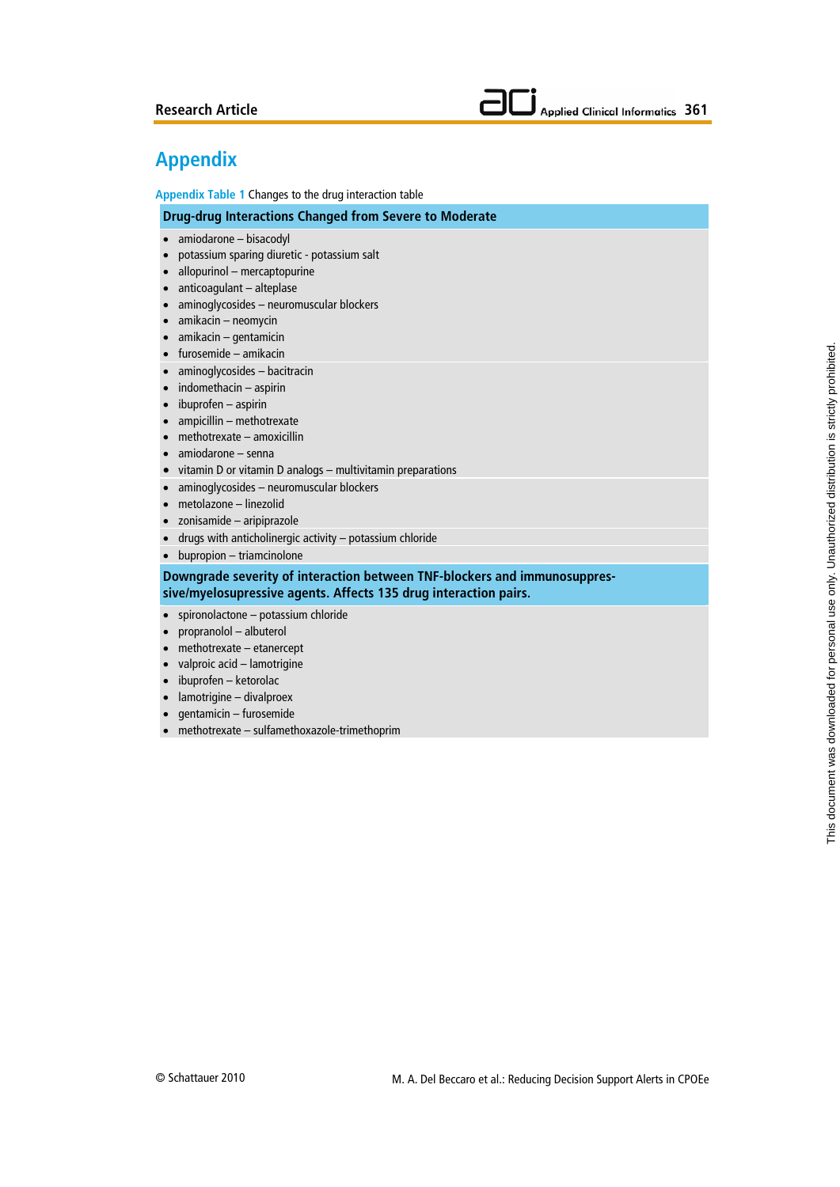# Appendix

**Appendix Table 1** Changes to the drug interaction table

| Drug-drug Interactions Changed from Severe to Moderate |
|---|
| • amiodarone – bisacodyl<br>• potassium sparing diuretic - potassium salt<br>• allopurinol – mercaptopurine<br>• anticoagulant – alteplase<br>• aminoglycosides – neuromuscular blockers<br>• amikacin – neomycin<br>• amikacin – gentamicin<br>• furosemide – amikacin |
| • aminoglycosides – bacitracin<br>• indomethacin – aspirin<br>• ibuprofen – aspirin<br>• ampicillin – methotrexate<br>• methotrexate – amoxicillin<br>• amiodarone – senna<br>• vitamin D or vitamin D analogs – multivitamin preparations |
| • aminoglycosides – neuromuscular blockers<br>• metolazone – linezolid<br>• zonisamide – aripiprazole |
| • drugs with anticholinergic activity – potassium chloride |
| • bupropion – triamcinolone |
| **Downgrade severity of interaction between TNF-blockers and immunosuppressive/myelosupressive agents. Affects 135 drug interaction pairs.** |
| • spironolactone – potassium chloride<br>• propranolol – albuterol<br>• methotrexate – etanercept<br>• valproic acid – lamotrigine<br>• ibuprofen – ketorolac<br>• lamotrigine – divalproex<br>• gentamicin – furosemide<br>• methotrexate – sulfamethoxazole-trimethoprim |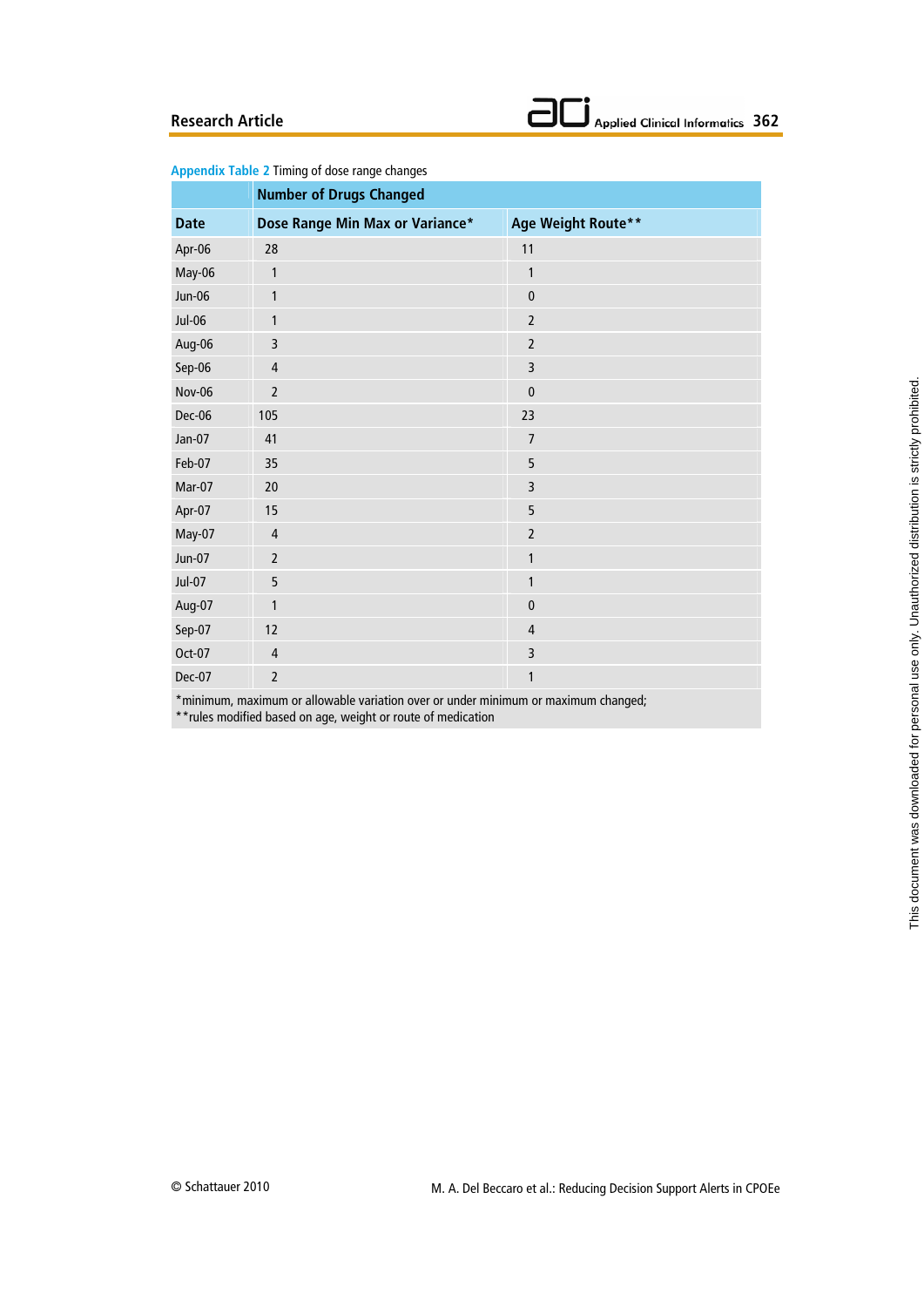**Appendix Table 2** Timing of dose range changes

| | Number of Drugs Changed | |
|---|---|---|
| **Date** | **Dose Range Min Max or Variance*** | **Age Weight Route**** |
| Apr-06 | 28 | 11 |
| May-06 | 1 | 1 |
| Jun-06 | 1 | 0 |
| Jul-06 | 1 | 2 |
| Aug-06 | 3 | 2 |
| Sep-06 | 4 | 3 |
| Nov-06 | 2 | 0 |
| Dec-06 | 105 | 23 |
| Jan-07 | 41 | 7 |
| Feb-07 | 35 | 5 |
| Mar-07 | 20 | 3 |
| Apr-07 | 15 | 5 |
| May-07 | 4 | 2 |
| Jun-07 | 2 | 1 |
| Jul-07 | 5 | 1 |
| Aug-07 | 1 | 0 |
| Sep-07 | 12 | 4 |
| Oct-07 | 4 | 3 |
| Dec-07 | 2 | 1 |

*minimum, maximum or allowable variation over or under minimum or maximum changed;
**rules modified based on age, weight or route of medication